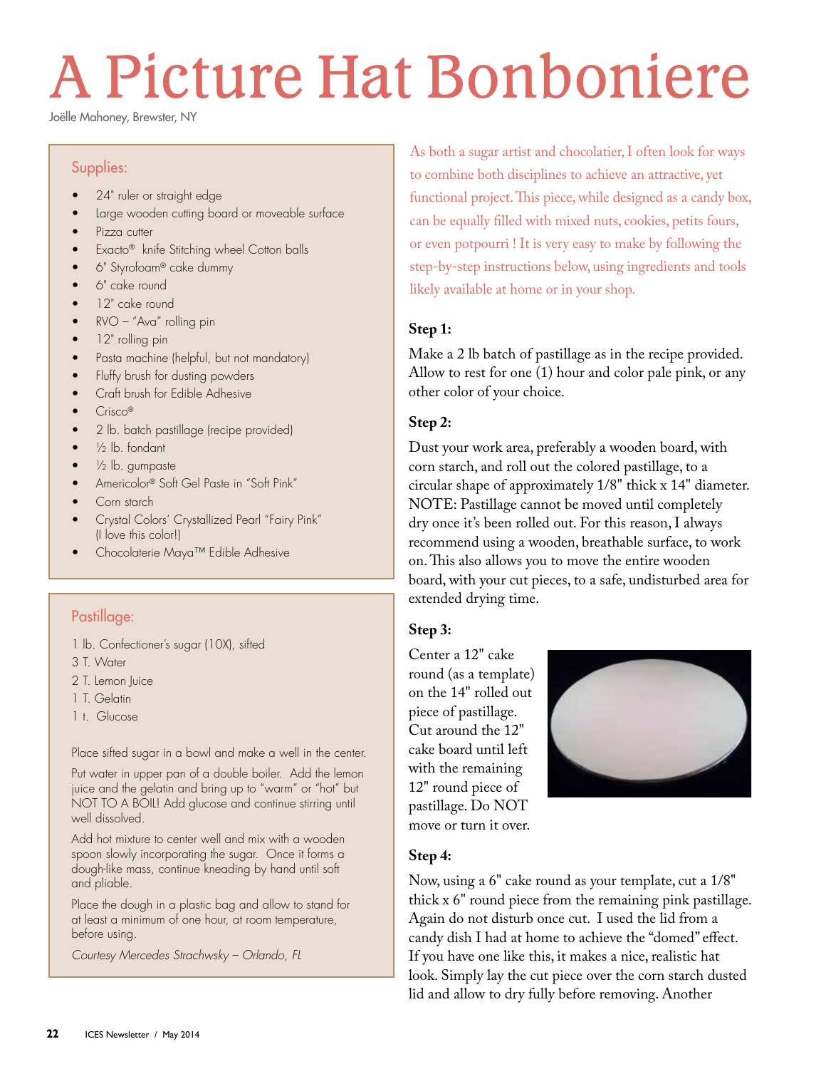# A Picture Hat Bonboniere

Joëlle Mahoney, Brewster, NY

## Supplies:

- 24" ruler or straight edge
- Large wooden cutting board or moveable surface
- Pizza cutter
- Exacto® knife Stitching wheel Cotton balls
- 6" Styrofoam® cake dummy
- 6" cake round
- 12" cake round
- RVO – "Ava" rolling pin
- 12" rolling pin
- Pasta machine (helpful, but not mandatory)
- Fluffy brush for dusting powders
- Craft brush for Edible Adhesive
- Crisco®
- 2 lb. batch pastillage (recipe provided)
- ½ lb. fondant
- ½ lb. gumpaste
- Americolor® Soft Gel Paste in "Soft Pink"
- Corn starch
- Crystal Colors' Crystallized Pearl "Fairy Pink" (I love this color!)
- Chocolaterie Maya™ Edible Adhesive

## Pastillage:

1 lb. Confectioner's sugar (10X), sifted
3 T. Water
2 T. Lemon Juice
1 T. Gelatin
1 t. Glucose

Place sifted sugar in a bowl and make a well in the center.

Put water in upper pan of a double boiler. Add the lemon juice and the gelatin and bring up to "warm" or "hot" but NOT TO A BOIL! Add glucose and continue stirring until well dissolved.

Add hot mixture to center well and mix with a wooden spoon slowly incorporating the sugar. Once it forms a dough-like mass, continue kneading by hand until soft and pliable.

Place the dough in a plastic bag and allow to stand for at least a minimum of one hour, at room temperature, before using.

*Courtesy Mercedes Strachwsky – Orlando, FL*

As both a sugar artist and chocolatier, I often look for ways to combine both disciplines to achieve an attractive, yet functional project. This piece, while designed as a candy box, can be equally filled with mixed nuts, cookies, petits fours, or even potpourri ! It is very easy to make by following the step-by-step instructions below, using ingredients and tools likely available at home or in your shop.

**Step 1:**

Make a 2 lb batch of pastillage as in the recipe provided. Allow to rest for one (1) hour and color pale pink, or any other color of your choice.

**Step 2:**

Dust your work area, preferably a wooden board, with corn starch, and roll out the colored pastillage, to a circular shape of approximately 1/8" thick x 14" diameter. NOTE: Pastillage cannot be moved until completely dry once it's been rolled out. For this reason, I always recommend using a wooden, breathable surface, to work on. This also allows you to move the entire wooden board, with your cut pieces, to a safe, undisturbed area for extended drying time.

**Step 3:**

Center a 12" cake round (as a template) on the 14" rolled out piece of pastillage. Cut around the 12" cake board until left with the remaining 12" round piece of pastillage. Do NOT move or turn it over.

**Step 4:**

Now, using a 6" cake round as your template, cut a 1/8" thick x 6" round piece from the remaining pink pastillage. Again do not disturb once cut. I used the lid from a candy dish I had at home to achieve the "domed" effect. If you have one like this, it makes a nice, realistic hat look. Simply lay the cut piece over the corn starch dusted lid and allow to dry fully before removing. Another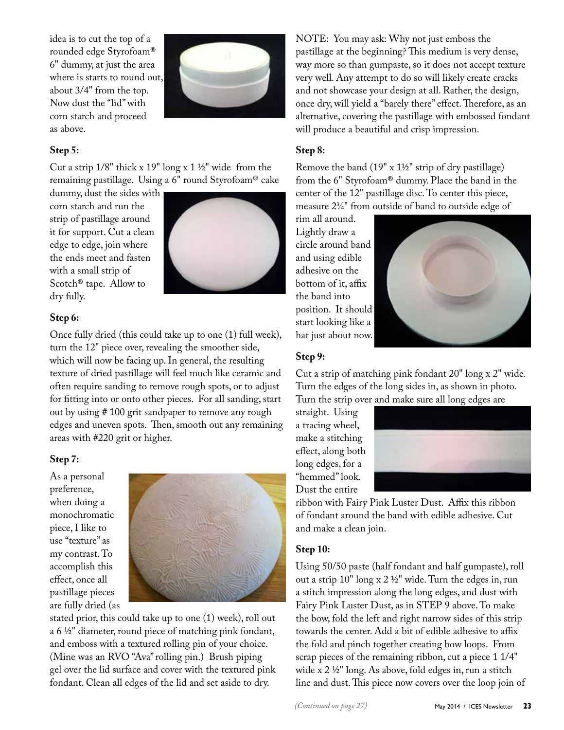idea is to cut the top of a rounded edge Styrofoam® 6" dummy, at just the area where is starts to round out, about 3/4" from the top. Now dust the "lid" with corn starch and proceed as above.

### Step 5:

Cut a strip 1/8" thick x 19" long x 1 ½" wide from the remaining pastillage. Using a 6" round Styrofoam® cake dummy, dust the sides with corn starch and run the strip of pastillage around it for support. Cut a clean edge to edge, join where the ends meet and fasten with a small strip of Scotch® tape. Allow to dry fully.

### Step 6:

Once fully dried (this could take up to one (1) full week), turn the 12" piece over, revealing the smoother side, which will now be facing up. In general, the resulting texture of dried pastillage will feel much like ceramic and often require sanding to remove rough spots, or to adjust for fitting into or onto other pieces. For all sanding, start out by using # 100 grit sandpaper to remove any rough edges and uneven spots. Then, smooth out any remaining areas with #220 grit or higher.

### Step 7:

As a personal preference, when doing a monochromatic piece, I like to use "texture" as my contrast. To accomplish this effect, once all pastillage pieces are fully dried (as stated prior, this could take up to one (1) week), roll out a 6 ½" diameter, round piece of matching pink fondant, and emboss with a textured rolling pin of your choice. (Mine was an RVO "Ava" rolling pin.) Brush piping gel over the lid surface and cover with the textured pink fondant. Clean all edges of the lid and set aside to dry.

NOTE: You may ask: Why not just emboss the pastillage at the beginning? This medium is very dense, way more so than gumpaste, so it does not accept texture very well. Any attempt to do so will likely create cracks and not showcase your design at all. Rather, the design, once dry, will yield a "barely there" effect. Therefore, as an alternative, covering the pastillage with embossed fondant will produce a beautiful and crisp impression.

### Step 8:

Remove the band (19" x 1½" strip of dry pastillage) from the 6" Styrofoam® dummy. Place the band in the center of the 12" pastillage disc. To center this piece, measure 2¾" from outside of band to outside edge of rim all around. Lightly draw a circle around band and using edible adhesive on the bottom of it, affix the band into position. It should start looking like a hat just about now.

### Step 9:

Cut a strip of matching pink fondant 20" long x 2" wide. Turn the edges of the long sides in, as shown in photo. Turn the strip over and make sure all long edges are straight. Using a tracing wheel, make a stitching effect, along both long edges, for a "hemmed" look. Dust the entire ribbon with Fairy Pink Luster Dust. Affix this ribbon of fondant around the band with edible adhesive. Cut and make a clean join.

### Step 10:

Using 50/50 paste (half fondant and half gumpaste), roll out a strip 10" long x 2 ½" wide. Turn the edges in, run a stitch impression along the long edges, and dust with Fairy Pink Luster Dust, as in STEP 9 above. To make the bow, fold the left and right narrow sides of this strip towards the center. Add a bit of edible adhesive to affix the fold and pinch together creating bow loops. From scrap pieces of the remaining ribbon, cut a piece 1 1/4" wide x 2 ½" long. As above, fold edges in, run a stitch line and dust. This piece now covers over the loop join of

*(Continued on page 27)*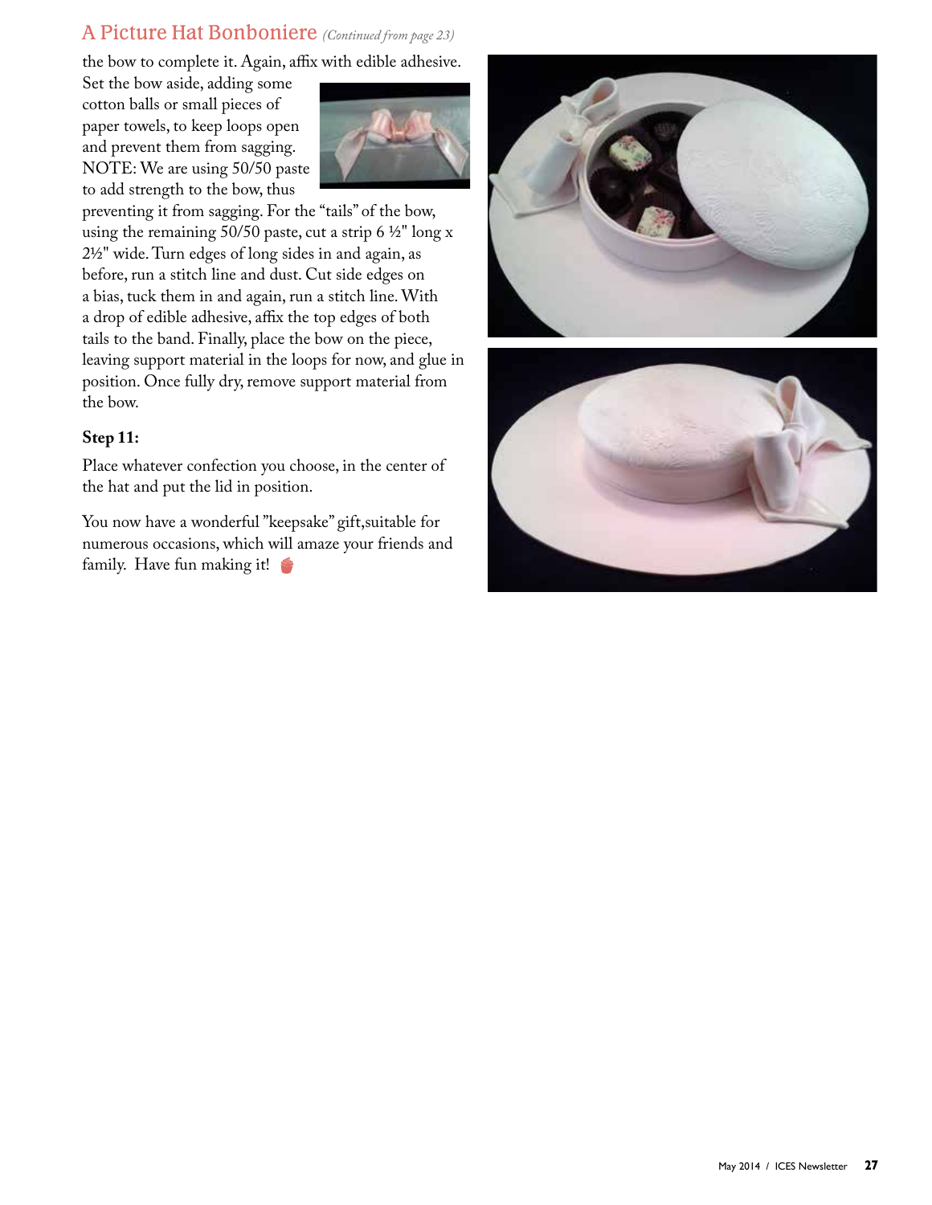## A Picture Hat Bonboniere *(Continued from page 23)*

the bow to complete it. Again, affix with edible adhesive. Set the bow aside, adding some cotton balls or small pieces of paper towels, to keep loops open and prevent them from sagging. NOTE: We are using 50/50 paste to add strength to the bow, thus preventing it from sagging. For the "tails" of the bow, using the remaining 50/50 paste, cut a strip 6 ½" long x 2½" wide. Turn edges of long sides in and again, as before, run a stitch line and dust. Cut side edges on a bias, tuck them in and again, run a stitch line. With a drop of edible adhesive, affix the top edges of both tails to the band. Finally, place the bow on the piece, leaving support material in the loops for now, and glue in position. Once fully dry, remove support material from the bow.

**Step 11:**

Place whatever confection you choose, in the center of the hat and put the lid in position.

You now have a wonderful "keepsake" gift,suitable for numerous occasions, which will amaze your friends and family. Have fun making it!